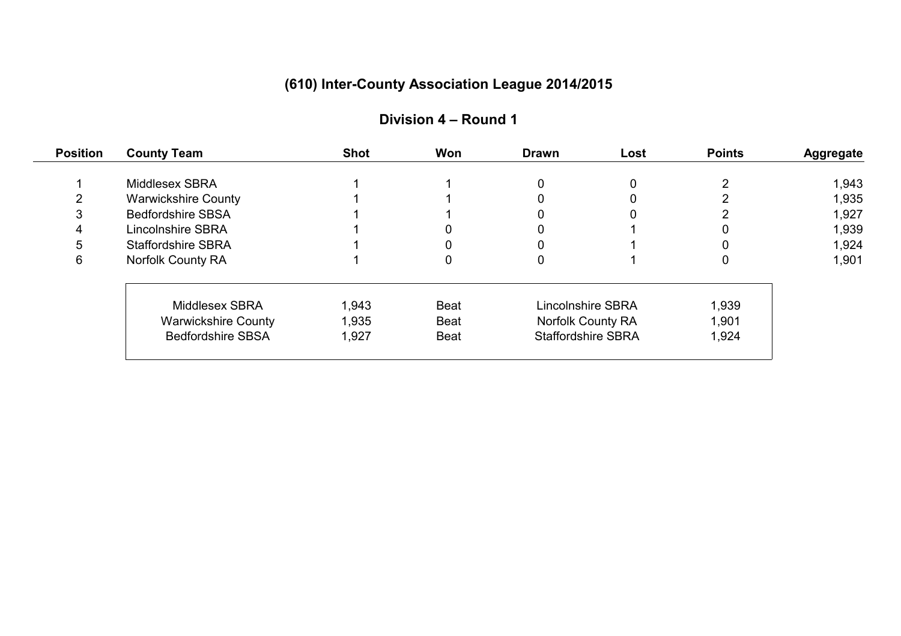# (610) Inter-County Association League 2014/2015

## Division 4 – Round 1

| Position | County Team | Shot | Won | Drawn | Lost | Points | Aggregate |
|---|---|---|---|---|---|---|---|
| 1 | Middlesex SBRA | 1 | 1 | 0 | 0 | 2 | 1,943 |
| 2 | Warwickshire County | 1 | 1 | 0 | 0 | 2 | 1,935 |
| 3 | Bedfordshire SBSA | 1 | 1 | 0 | 0 | 2 | 1,927 |
| 4 | Lincolnshire SBRA | 1 | 0 | 0 | 1 | 0 | 1,939 |
| 5 | Staffordshire SBRA | 1 | 0 | 0 | 1 | 0 | 1,924 |
| 6 | Norfolk County RA | 1 | 0 | 0 | 1 | 0 | 1,901 |

| Team | Score | Result | Opponent | Score |
|---|---|---|---|---|
| Middlesex SBRA | 1,943 | Beat | Lincolnshire SBRA | 1,939 |
| Warwickshire County | 1,935 | Beat | Norfolk County RA | 1,901 |
| Bedfordshire SBSA | 1,927 | Beat | Staffordshire SBRA | 1,924 |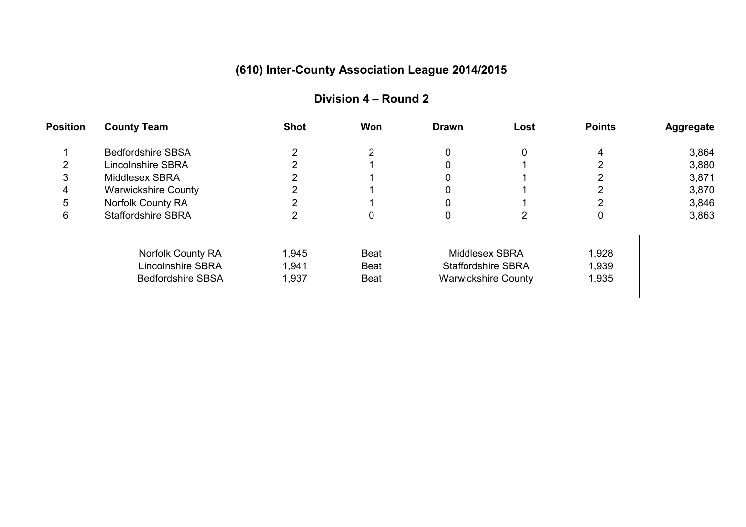# (610) Inter-County Association League 2014/2015

## Division 4 – Round 2

| Position | County Team | Shot | Won | Drawn | Lost | Points | Aggregate |
|---|---|---|---|---|---|---|---|
| 1 | Bedfordshire SBSA | 2 | 2 | 0 | 0 | 4 | 3,864 |
| 2 | Lincolnshire SBRA | 2 | 1 | 0 | 1 | 2 | 3,880 |
| 3 | Middlesex SBRA | 2 | 1 | 0 | 1 | 2 | 3,871 |
| 4 | Warwickshire County | 2 | 1 | 0 | 1 | 2 | 3,870 |
| 5 | Norfolk County RA | 2 | 1 | 0 | 1 | 2 | 3,846 |
| 6 | Staffordshire SBRA | 2 | 0 | 0 | 2 | 0 | 3,863 |

| | | | | |
|---|---|---|---|---|
| Norfolk County RA | 1,945 | Beat | Middlesex SBRA | 1,928 |
| Lincolnshire SBRA | 1,941 | Beat | Staffordshire SBRA | 1,939 |
| Bedfordshire SBSA | 1,937 | Beat | Warwickshire County | 1,935 |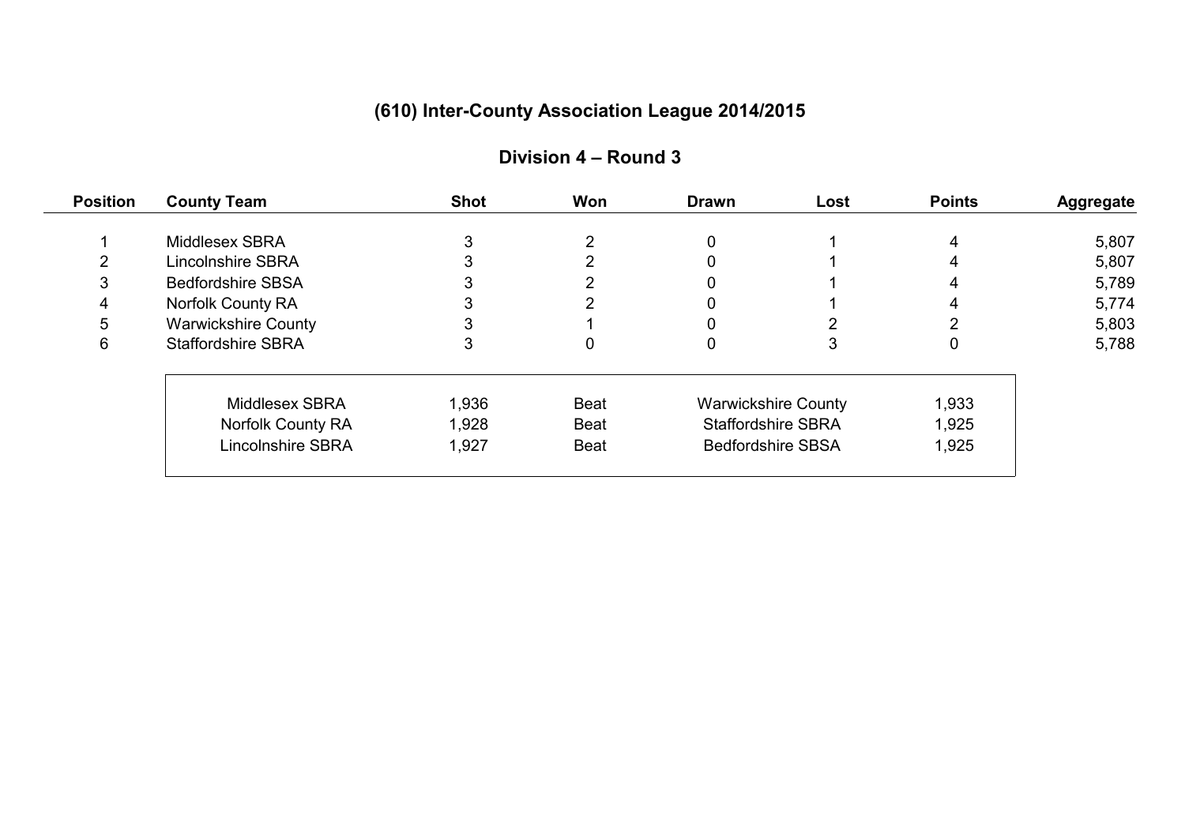# (610) Inter-County Association League 2014/2015

## Division 4 – Round 3

| Position | County Team | Shot | Won | Drawn | Lost | Points | Aggregate |
|---|---|---|---|---|---|---|---|
| 1 | Middlesex SBRA | 3 | 2 | 0 | 1 | 4 | 5,807 |
| 2 | Lincolnshire SBRA | 3 | 2 | 0 | 1 | 4 | 5,807 |
| 3 | Bedfordshire SBSA | 3 | 2 | 0 | 1 | 4 | 5,789 |
| 4 | Norfolk County RA | 3 | 2 | 0 | 1 | 4 | 5,774 |
| 5 | Warwickshire County | 3 | 1 | 0 | 2 | 2 | 5,803 |
| 6 | Staffordshire SBRA | 3 | 0 | 0 | 3 | 0 | 5,788 |

| Team | Score | Result | Opponent | Score |
|---|---|---|---|---|
| Middlesex SBRA | 1,936 | Beat | Warwickshire County | 1,933 |
| Norfolk County RA | 1,928 | Beat | Staffordshire SBRA | 1,925 |
| Lincolnshire SBRA | 1,927 | Beat | Bedfordshire SBSA | 1,925 |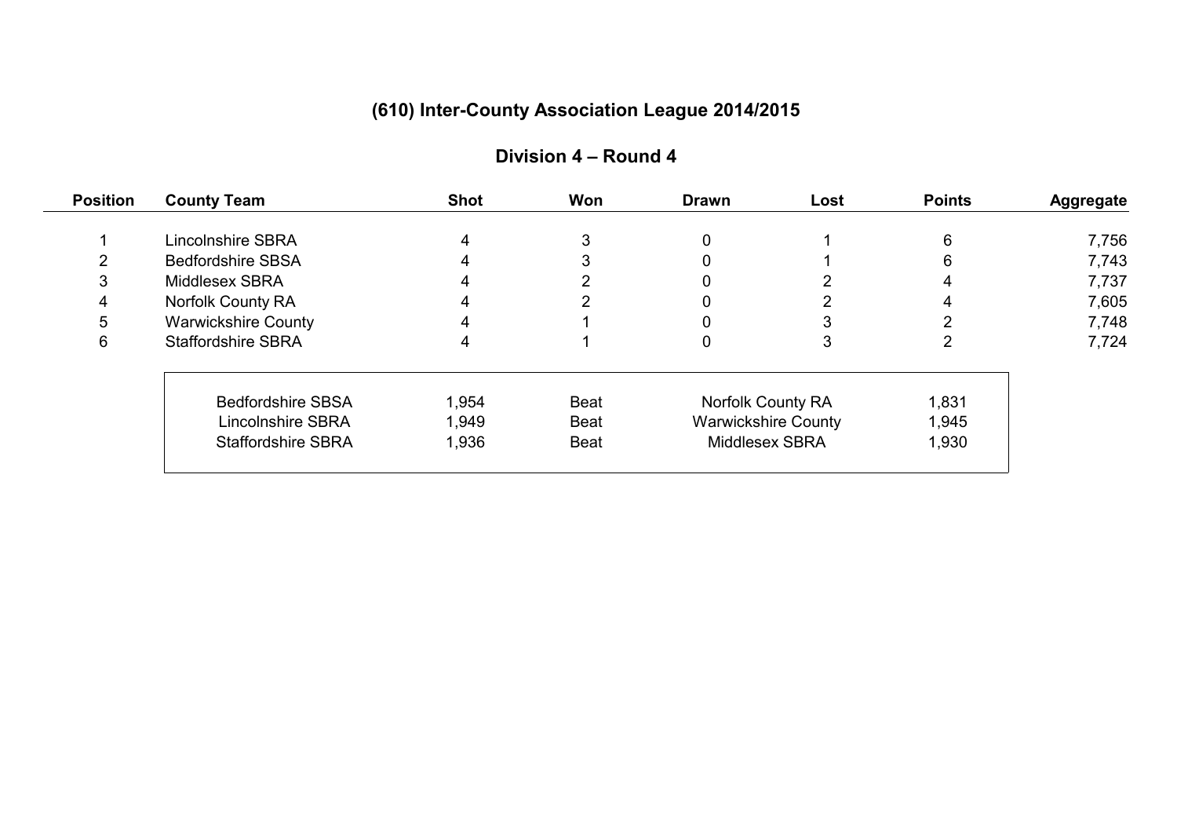# (610) Inter-County Association League 2014/2015

## Division 4 – Round 4

| Position | County Team | Shot | Won | Drawn | Lost | Points | Aggregate |
|---|---|---|---|---|---|---|---|
| 1 | Lincolnshire SBRA | 4 | 3 | 0 | 1 | 6 | 7,756 |
| 2 | Bedfordshire SBSA | 4 | 3 | 0 | 1 | 6 | 7,743 |
| 3 | Middlesex SBRA | 4 | 2 | 0 | 2 | 4 | 7,737 |
| 4 | Norfolk County RA | 4 | 2 | 0 | 2 | 4 | 7,605 |
| 5 | Warwickshire County | 4 | 1 | 0 | 3 | 2 | 7,748 |
| 6 | Staffordshire SBRA | 4 | 1 | 0 | 3 | 2 | 7,724 |

| Team | Score | Result | Opponent | Score |
|---|---|---|---|---|
| Bedfordshire SBSA | 1,954 | Beat | Norfolk County RA | 1,831 |
| Lincolnshire SBRA | 1,949 | Beat | Warwickshire County | 1,945 |
| Staffordshire SBRA | 1,936 | Beat | Middlesex SBRA | 1,930 |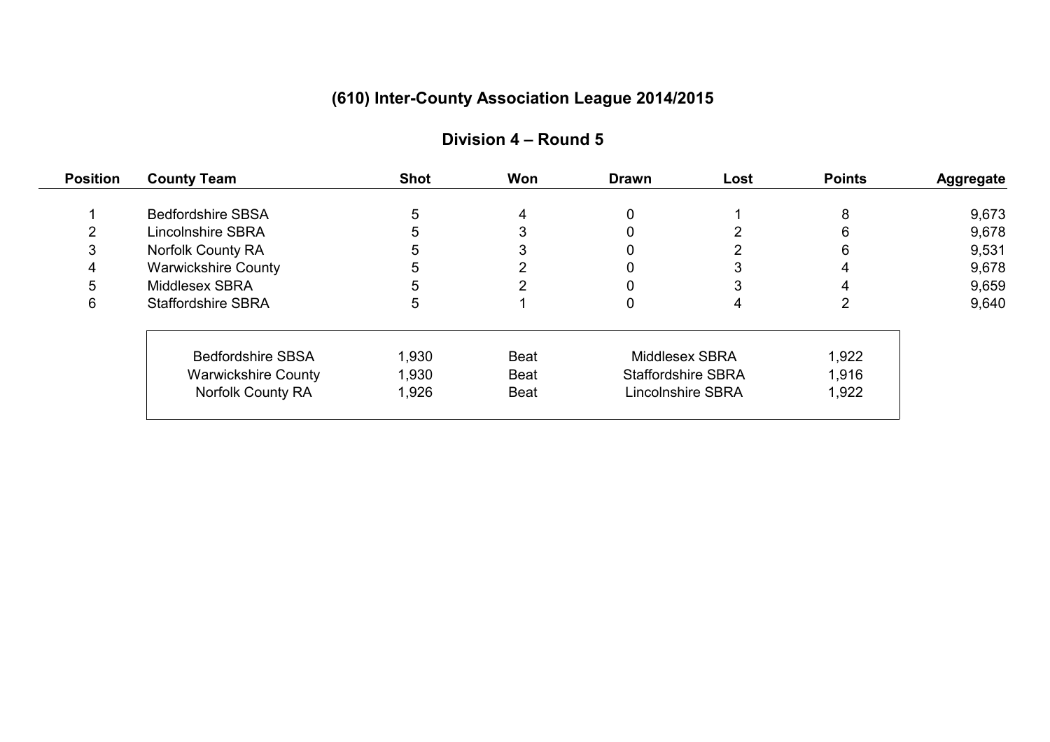## (610) Inter-County Association League 2014/2015

### Division 4 – Round 5

| Position | County Team | Shot | Won | Drawn | Lost | Points | Aggregate |
|---|---|---|---|---|---|---|---|
| 1 | Bedfordshire SBSA | 5 | 4 | 0 | 1 | 8 | 9,673 |
| 2 | Lincolnshire SBRA | 5 | 3 | 0 | 2 | 6 | 9,678 |
| 3 | Norfolk County RA | 5 | 3 | 0 | 2 | 6 | 9,531 |
| 4 | Warwickshire County | 5 | 2 | 0 | 3 | 4 | 9,678 |
| 5 | Middlesex SBRA | 5 | 2 | 0 | 3 | 4 | 9,659 |
| 6 | Staffordshire SBRA | 5 | 1 | 0 | 4 | 2 | 9,640 |

| Team | Score | Result | Opponent | Score |
|---|---|---|---|---|
| Bedfordshire SBSA | 1,930 | Beat | Middlesex SBRA | 1,922 |
| Warwickshire County | 1,930 | Beat | Staffordshire SBRA | 1,916 |
| Norfolk County RA | 1,926 | Beat | Lincolnshire SBRA | 1,922 |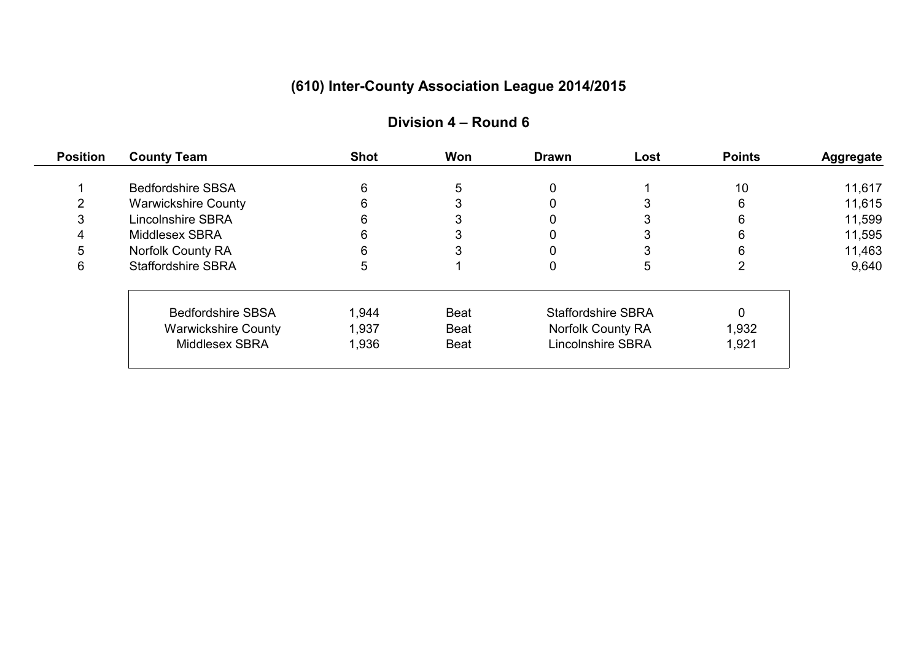## (610) Inter-County Association League 2014/2015

### Division 4 – Round 6

| Position | County Team | Shot | Won | Drawn | Lost | Points | Aggregate |
|---|---|---|---|---|---|---|---|
| 1 | Bedfordshire SBSA | 6 | 5 | 0 | 1 | 10 | 11,617 |
| 2 | Warwickshire County | 6 | 3 | 0 | 3 | 6 | 11,615 |
| 3 | Lincolnshire SBRA | 6 | 3 | 0 | 3 | 6 | 11,599 |
| 4 | Middlesex SBRA | 6 | 3 | 0 | 3 | 6 | 11,595 |
| 5 | Norfolk County RA | 6 | 3 | 0 | 3 | 6 | 11,463 |
| 6 | Staffordshire SBRA | 5 | 1 | 0 | 5 | 2 | 9,640 |

| Team | Score | Result | Opponent | Score |
|---|---|---|---|---|
| Bedfordshire SBSA | 1,944 | Beat | Staffordshire SBRA | 0 |
| Warwickshire County | 1,937 | Beat | Norfolk County RA | 1,932 |
| Middlesex SBRA | 1,936 | Beat | Lincolnshire SBRA | 1,921 |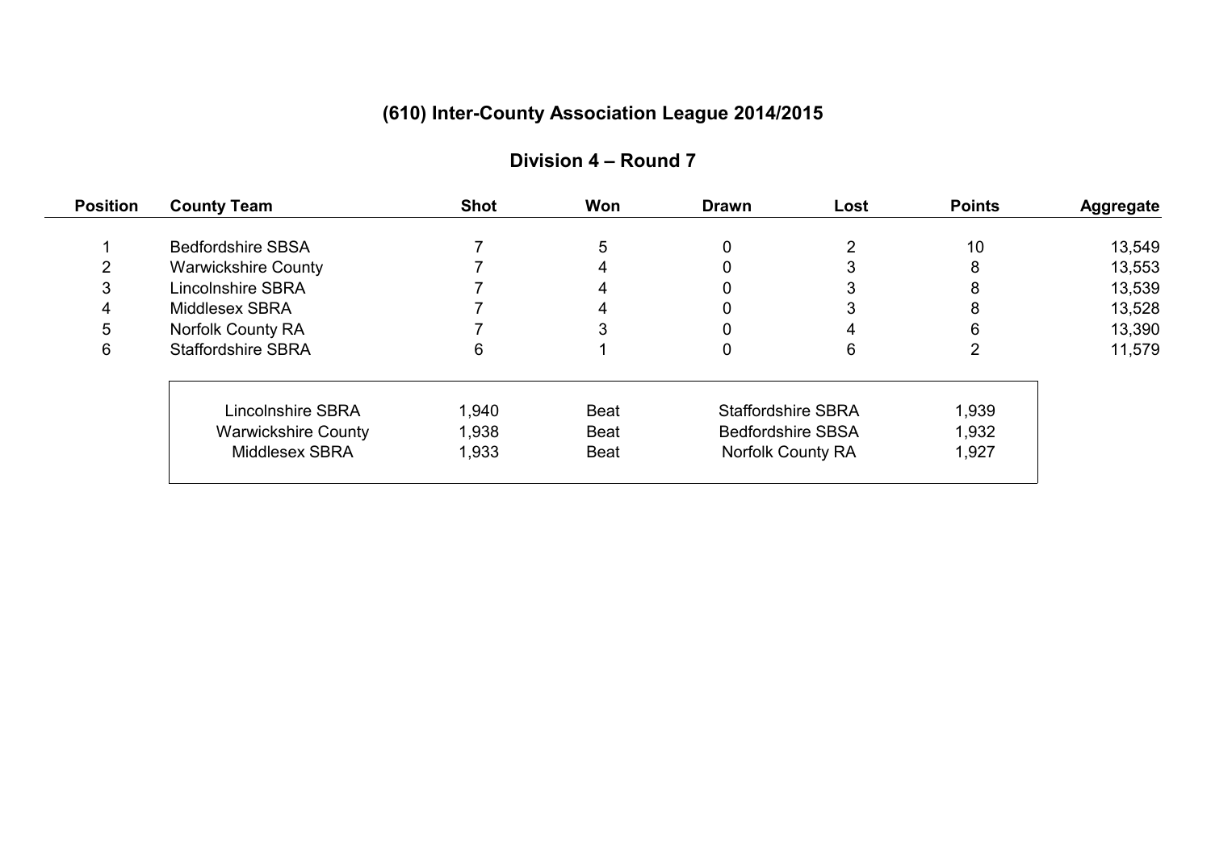# (610) Inter-County Association League 2014/2015

## Division 4 – Round 7

| Position | County Team | Shot | Won | Drawn | Lost | Points | Aggregate |
|---|---|---|---|---|---|---|---|
| 1 | Bedfordshire SBSA | 7 | 5 | 0 | 2 | 10 | 13,549 |
| 2 | Warwickshire County | 7 | 4 | 0 | 3 | 8 | 13,553 |
| 3 | Lincolnshire SBRA | 7 | 4 | 0 | 3 | 8 | 13,539 |
| 4 | Middlesex SBRA | 7 | 4 | 0 | 3 | 8 | 13,528 |
| 5 | Norfolk County RA | 7 | 3 | 0 | 4 | 6 | 13,390 |
| 6 | Staffordshire SBRA | 6 | 1 | 0 | 6 | 2 | 11,579 |

| Team | Score | | Opponent | Score |
|---|---|---|---|---|
| Lincolnshire SBRA | 1,940 | Beat | Staffordshire SBRA | 1,939 |
| Warwickshire County | 1,938 | Beat | Bedfordshire SBSA | 1,932 |
| Middlesex SBRA | 1,933 | Beat | Norfolk County RA | 1,927 |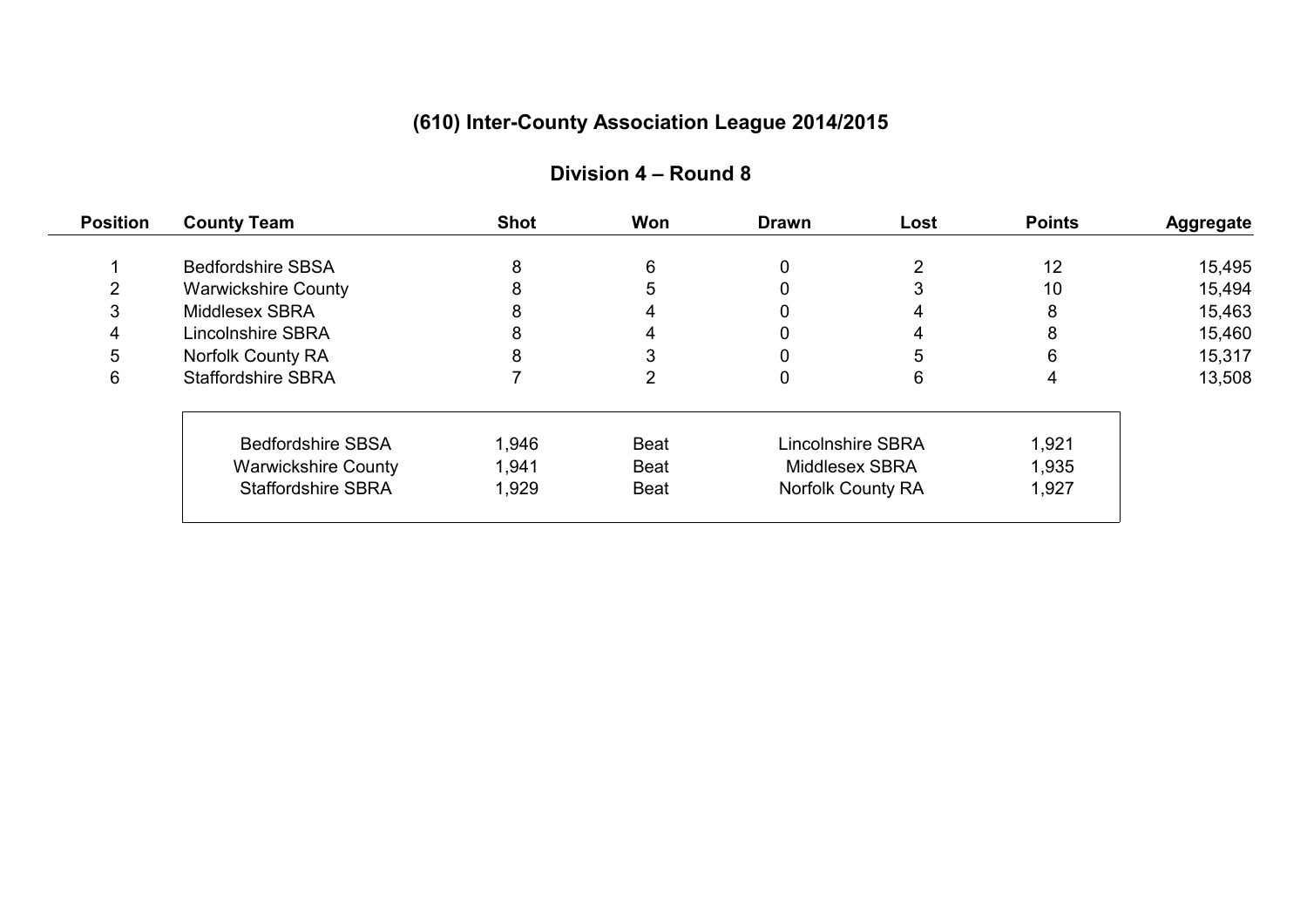# (610) Inter-County Association League 2014/2015

## Division 4 – Round 8

| Position | County Team | Shot | Won | Drawn | Lost | Points | Aggregate |
|---|---|---|---|---|---|---|---|
| 1 | Bedfordshire SBSA | 8 | 6 | 0 | 2 | 12 | 15,495 |
| 2 | Warwickshire County | 8 | 5 | 0 | 3 | 10 | 15,494 |
| 3 | Middlesex SBRA | 8 | 4 | 0 | 4 | 8 | 15,463 |
| 4 | Lincolnshire SBRA | 8 | 4 | 0 | 4 | 8 | 15,460 |
| 5 | Norfolk County RA | 8 | 3 | 0 | 5 | 6 | 15,317 |
| 6 | Staffordshire SBRA | 7 | 2 | 0 | 6 | 4 | 13,508 |

| | | | | |
|---|---|---|---|---|
| Bedfordshire SBSA | 1,946 | Beat | Lincolnshire SBRA | 1,921 |
| Warwickshire County | 1,941 | Beat | Middlesex SBRA | 1,935 |
| Staffordshire SBRA | 1,929 | Beat | Norfolk County RA | 1,927 |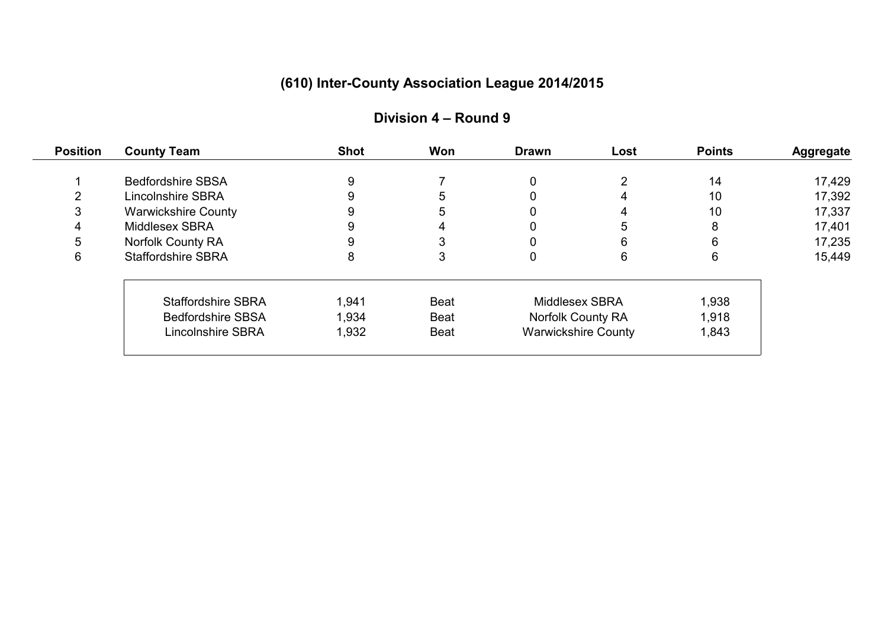# (610) Inter-County Association League 2014/2015

## Division 4 – Round 9

| Position | County Team | Shot | Won | Drawn | Lost | Points | Aggregate |
|---|---|---|---|---|---|---|---|
| 1 | Bedfordshire SBSA | 9 | 7 | 0 | 2 | 14 | 17,429 |
| 2 | Lincolnshire SBRA | 9 | 5 | 0 | 4 | 10 | 17,392 |
| 3 | Warwickshire County | 9 | 5 | 0 | 4 | 10 | 17,337 |
| 4 | Middlesex SBRA | 9 | 4 | 0 | 5 | 8 | 17,401 |
| 5 | Norfolk County RA | 9 | 3 | 0 | 6 | 6 | 17,235 |
| 6 | Staffordshire SBRA | 8 | 3 | 0 | 6 | 6 | 15,449 |

| Team | Score | Result | Opponent | Score |
|---|---|---|---|---|
| Staffordshire SBRA | 1,941 | Beat | Middlesex SBRA | 1,938 |
| Bedfordshire SBSA | 1,934 | Beat | Norfolk County RA | 1,918 |
| Lincolnshire SBRA | 1,932 | Beat | Warwickshire County | 1,843 |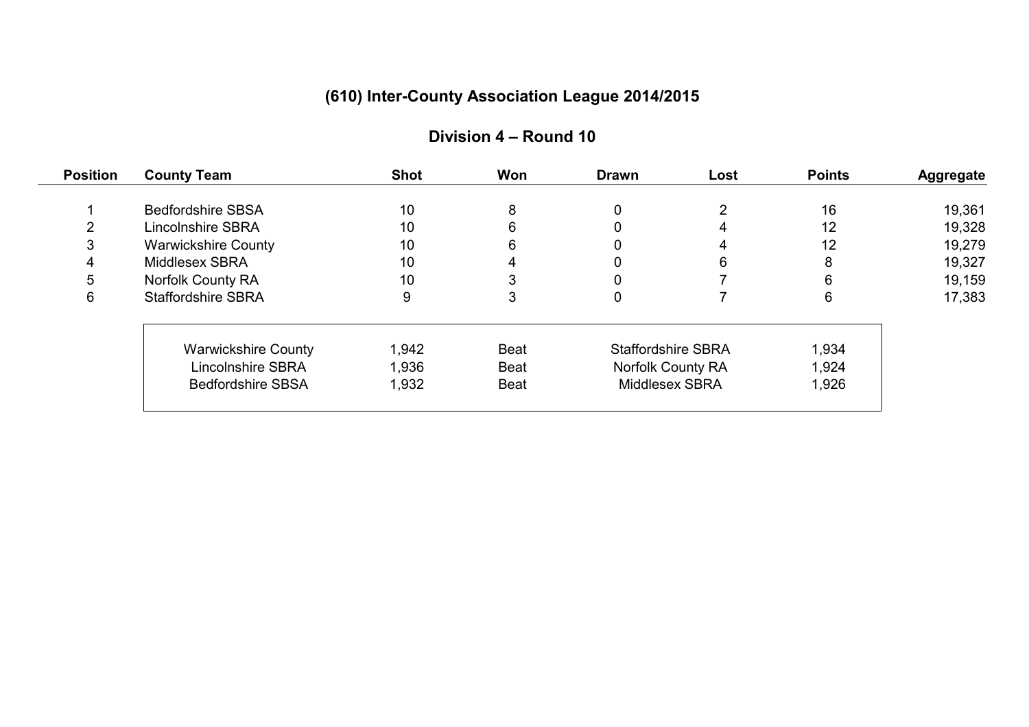# (610) Inter-County Association League 2014/2015

## Division 4 – Round 10

| Position | County Team | Shot | Won | Drawn | Lost | Points | Aggregate |
|---|---|---|---|---|---|---|---|
| 1 | Bedfordshire SBSA | 10 | 8 | 0 | 2 | 16 | 19,361 |
| 2 | Lincolnshire SBRA | 10 | 6 | 0 | 4 | 12 | 19,328 |
| 3 | Warwickshire County | 10 | 6 | 0 | 4 | 12 | 19,279 |
| 4 | Middlesex SBRA | 10 | 4 | 0 | 6 | 8 | 19,327 |
| 5 | Norfolk County RA | 10 | 3 | 0 | 7 | 6 | 19,159 |
| 6 | Staffordshire SBRA | 9 | 3 | 0 | 7 | 6 | 17,383 |

| | | | | |
|---|---|---|---|---|
| Warwickshire County | 1,942 | Beat | Staffordshire SBRA | 1,934 |
| Lincolnshire SBRA | 1,936 | Beat | Norfolk County RA | 1,924 |
| Bedfordshire SBSA | 1,932 | Beat | Middlesex SBRA | 1,926 |